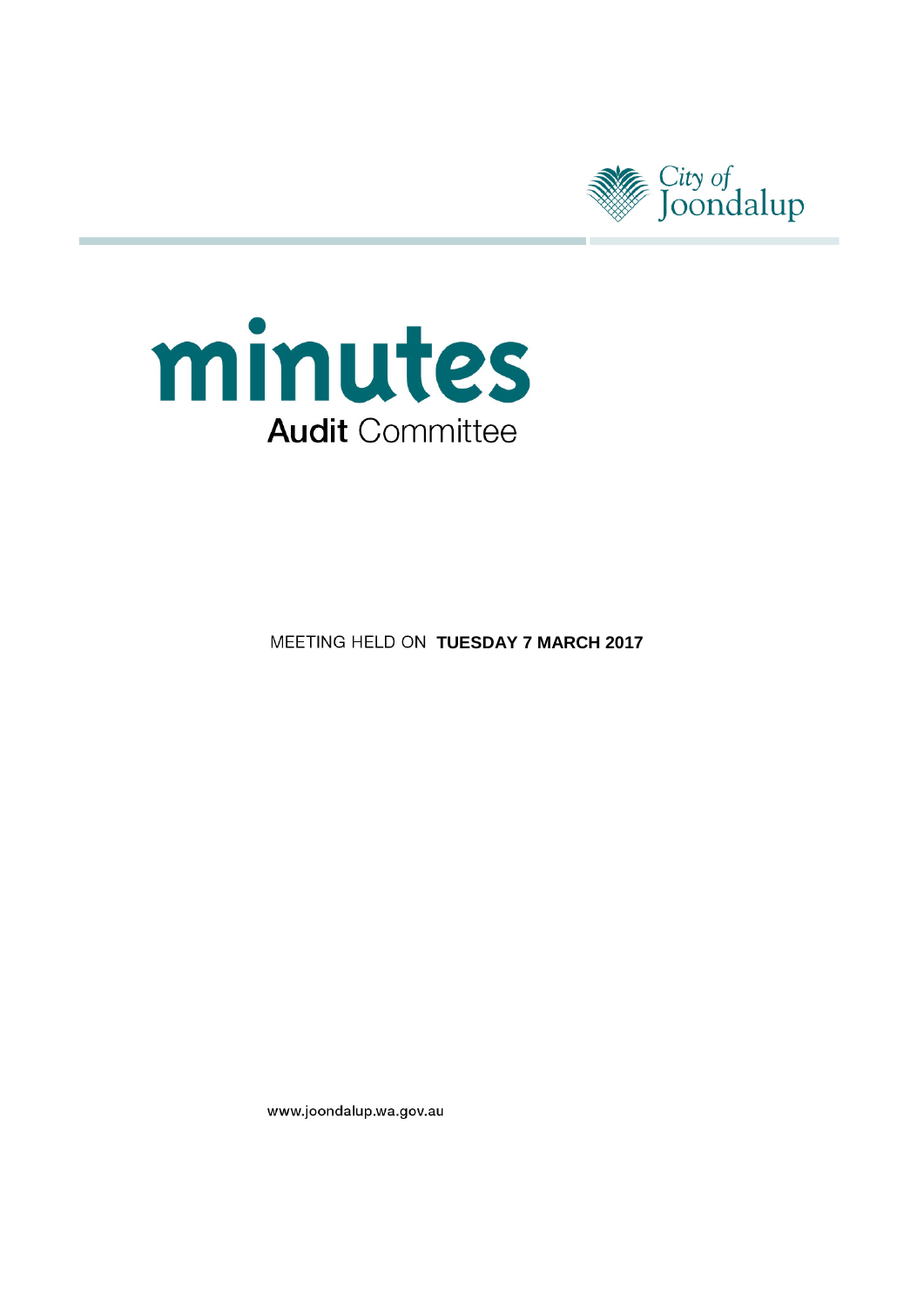City of Joondalup

# minutes

## Audit Committee

MEETING HELD ON **TUESDAY 7 MARCH 2017**

www.joondalup.wa.gov.au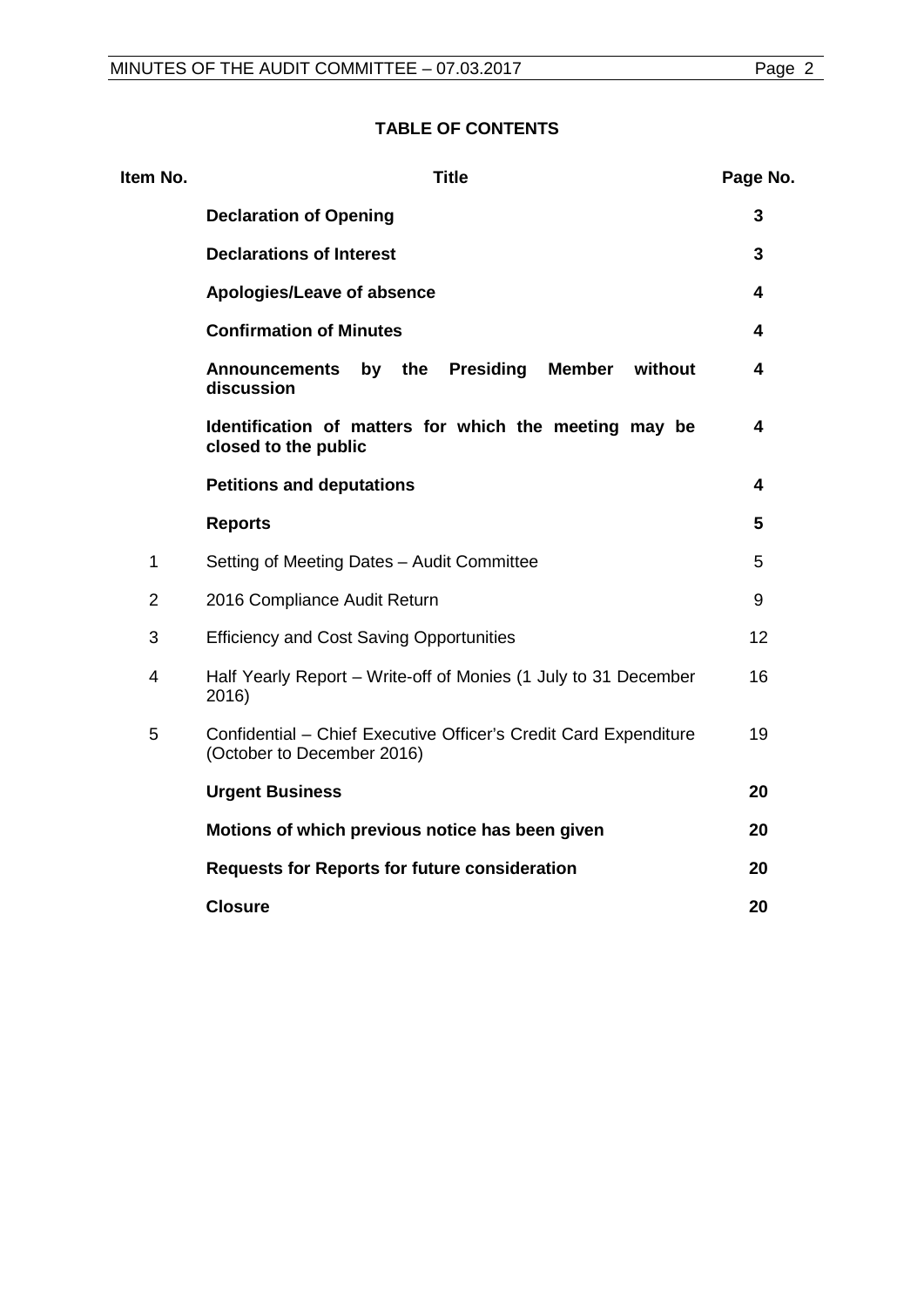## TABLE OF CONTENTS

| Item No. | Title | Page No. |
|---|---|---|
| | **Declaration of Opening** | **3** |
| | **Declarations of Interest** | **3** |
| | **Apologies/Leave of absence** | **4** |
| | **Confirmation of Minutes** | **4** |
| | **Announcements by the Presiding Member without discussion** | **4** |
| | **Identification of matters for which the meeting may be closed to the public** | **4** |
| | **Petitions and deputations** | **4** |
| | **Reports** | **5** |
| 1 | Setting of Meeting Dates – Audit Committee | 5 |
| 2 | 2016 Compliance Audit Return | 9 |
| 3 | Efficiency and Cost Saving Opportunities | 12 |
| 4 | Half Yearly Report – Write-off of Monies (1 July to 31 December 2016) | 16 |
| 5 | Confidential – Chief Executive Officer's Credit Card Expenditure (October to December 2016) | 19 |
| | **Urgent Business** | **20** |
| | **Motions of which previous notice has been given** | **20** |
| | **Requests for Reports for future consideration** | **20** |
| | **Closure** | **20** |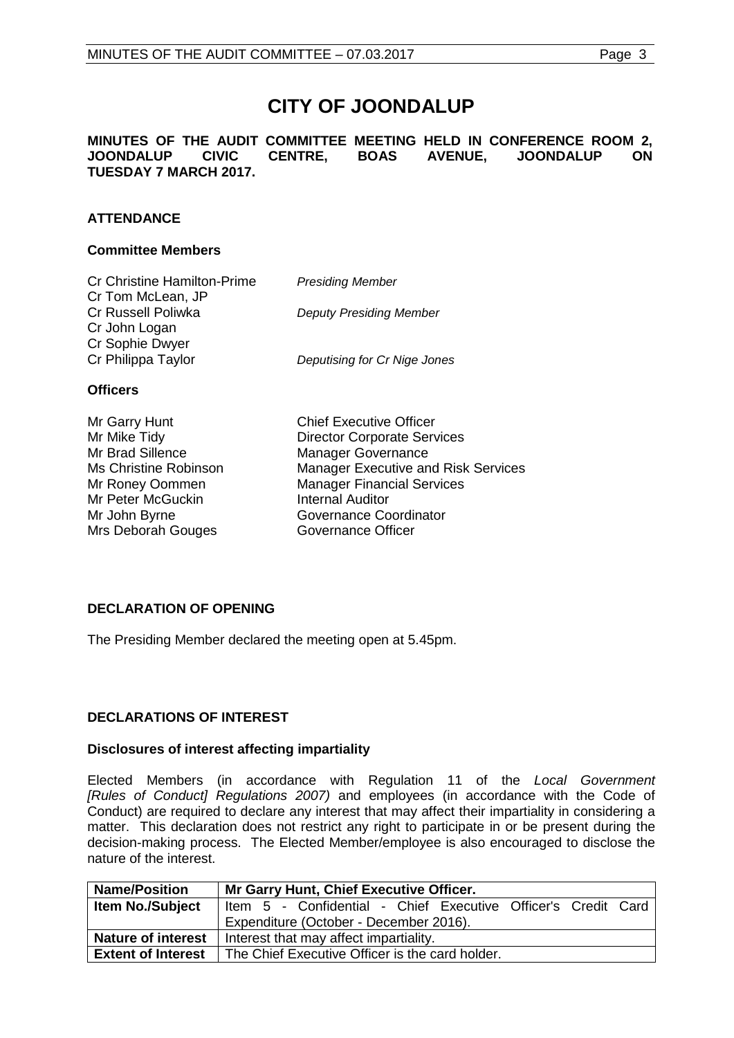# CITY OF JOONDALUP

**MINUTES OF THE AUDIT COMMITTEE MEETING HELD IN CONFERENCE ROOM 2, JOONDALUP CIVIC CENTRE, BOAS AVENUE, JOONDALUP ON TUESDAY 7 MARCH 2017.**

## ATTENDANCE

### Committee Members

| | |
|---|---|
| Cr Christine Hamilton-Prime | *Presiding Member* |
| Cr Tom McLean, JP | |
| Cr Russell Poliwka | *Deputy Presiding Member* |
| Cr John Logan | |
| Cr Sophie Dwyer | |
| Cr Philippa Taylor | *Deputising for Cr Nige Jones* |

### Officers

| | |
|---|---|
| Mr Garry Hunt | Chief Executive Officer |
| Mr Mike Tidy | Director Corporate Services |
| Mr Brad Sillence | Manager Governance |
| Ms Christine Robinson | Manager Executive and Risk Services |
| Mr Roney Oommen | Manager Financial Services |
| Mr Peter McGuckin | Internal Auditor |
| Mr John Byrne | Governance Coordinator |
| Mrs Deborah Gouges | Governance Officer |

## DECLARATION OF OPENING

The Presiding Member declared the meeting open at 5.45pm.

## DECLARATIONS OF INTEREST

### Disclosures of interest affecting impartiality

Elected Members (in accordance with Regulation 11 of the *Local Government [Rules of Conduct] Regulations 2007)* and employees (in accordance with the Code of Conduct) are required to declare any interest that may affect their impartiality in considering a matter. This declaration does not restrict any right to participate in or be present during the decision-making process. The Elected Member/employee is also encouraged to disclose the nature of the interest.

| **Name/Position** | **Mr Garry Hunt, Chief Executive Officer.** |
|---|---|
| **Item No./Subject** | Item 5 - Confidential - Chief Executive Officer's Credit Card Expenditure (October - December 2016). |
| **Nature of interest** | Interest that may affect impartiality. |
| **Extent of Interest** | The Chief Executive Officer is the card holder. |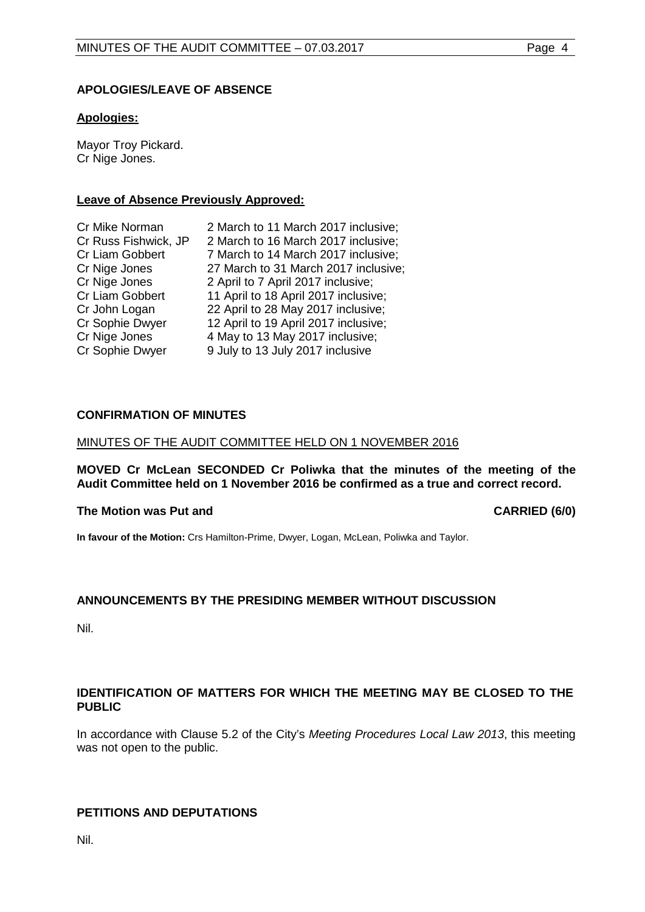## APOLOGIES/LEAVE OF ABSENCE

**Apologies:**

Mayor Troy Pickard.
Cr Nige Jones.

**Leave of Absence Previously Approved:**

| | |
|---|---|
| Cr Mike Norman | 2 March to 11 March 2017 inclusive; |
| Cr Russ Fishwick, JP | 2 March to 16 March 2017 inclusive; |
| Cr Liam Gobbert | 7 March to 14 March 2017 inclusive; |
| Cr Nige Jones | 27 March to 31 March 2017 inclusive; |
| Cr Nige Jones | 2 April to 7 April 2017 inclusive; |
| Cr Liam Gobbert | 11 April to 18 April 2017 inclusive; |
| Cr John Logan | 22 April to 28 May 2017 inclusive; |
| Cr Sophie Dwyer | 12 April to 19 April 2017 inclusive; |
| Cr Nige Jones | 4 May to 13 May 2017 inclusive; |
| Cr Sophie Dwyer | 9 July to 13 July 2017 inclusive |

## CONFIRMATION OF MINUTES

MINUTES OF THE AUDIT COMMITTEE HELD ON 1 NOVEMBER 2016

**MOVED Cr McLean SECONDED Cr Poliwka that the minutes of the meeting of the Audit Committee held on 1 November 2016 be confirmed as a true and correct record.**

**The Motion was Put and CARRIED (6/0)**

**In favour of the Motion:** Crs Hamilton-Prime, Dwyer, Logan, McLean, Poliwka and Taylor.

## ANNOUNCEMENTS BY THE PRESIDING MEMBER WITHOUT DISCUSSION

Nil.

## IDENTIFICATION OF MATTERS FOR WHICH THE MEETING MAY BE CLOSED TO THE PUBLIC

In accordance with Clause 5.2 of the City's *Meeting Procedures Local Law 2013*, this meeting was not open to the public.

## PETITIONS AND DEPUTATIONS

Nil.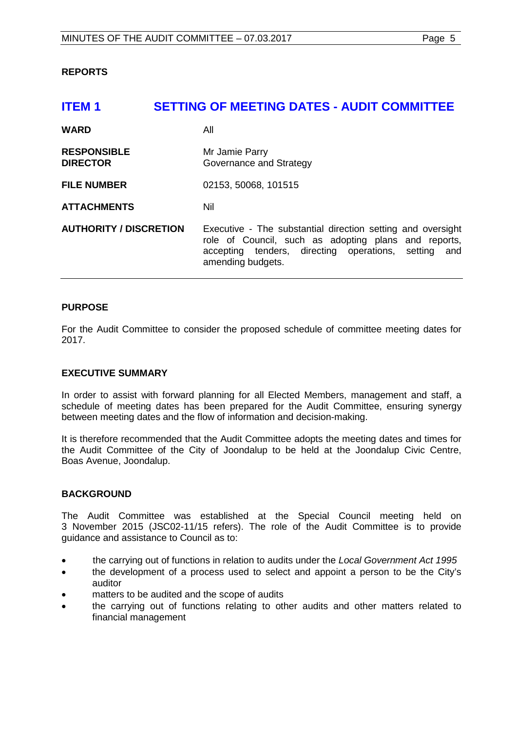## REPORTS

# ITEM 1 SETTING OF MEETING DATES - AUDIT COMMITTEE

| | |
|---|---|
| **WARD** | All |
| **RESPONSIBLE DIRECTOR** | Mr Jamie Parry<br>Governance and Strategy |
| **FILE NUMBER** | 02153, 50068, 101515 |
| **ATTACHMENTS** | Nil |
| **AUTHORITY / DISCRETION** | Executive - The substantial direction setting and oversight role of Council, such as adopting plans and reports, accepting tenders, directing operations, setting and amending budgets. |

### PURPOSE

For the Audit Committee to consider the proposed schedule of committee meeting dates for 2017.

### EXECUTIVE SUMMARY

In order to assist with forward planning for all Elected Members, management and staff, a schedule of meeting dates has been prepared for the Audit Committee, ensuring synergy between meeting dates and the flow of information and decision-making.

It is therefore recommended that the Audit Committee adopts the meeting dates and times for the Audit Committee of the City of Joondalup to be held at the Joondalup Civic Centre, Boas Avenue, Joondalup.

### BACKGROUND

The Audit Committee was established at the Special Council meeting held on 3 November 2015 (JSC02-11/15 refers). The role of the Audit Committee is to provide guidance and assistance to Council as to:

- the carrying out of functions in relation to audits under the *Local Government Act 1995*
- the development of a process used to select and appoint a person to be the City's auditor
- matters to be audited and the scope of audits
- the carrying out of functions relating to other audits and other matters related to financial management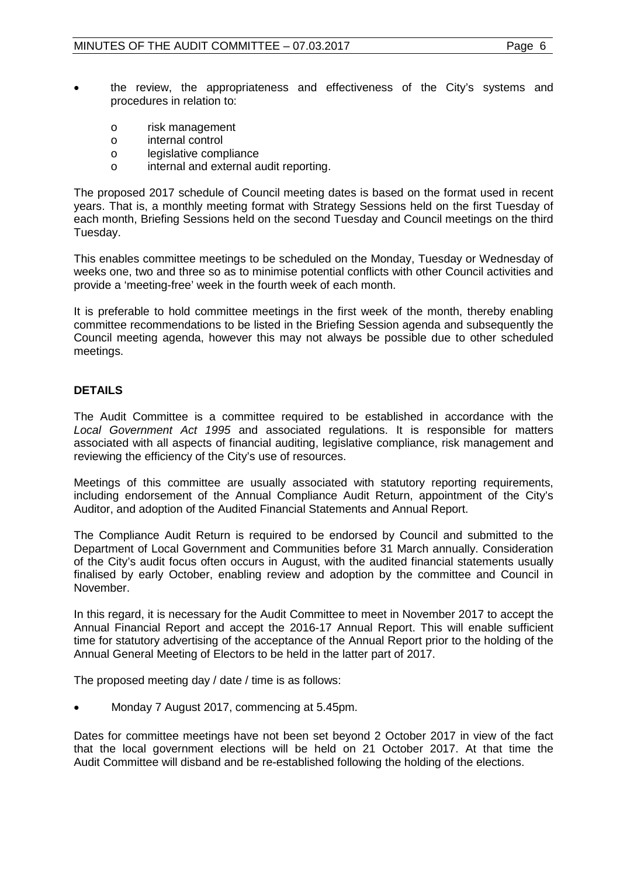- the review, the appropriateness and effectiveness of the City's systems and procedures in relation to:
  - risk management
  - internal control
  - legislative compliance
  - internal and external audit reporting.

The proposed 2017 schedule of Council meeting dates is based on the format used in recent years. That is, a monthly meeting format with Strategy Sessions held on the first Tuesday of each month, Briefing Sessions held on the second Tuesday and Council meetings on the third Tuesday.

This enables committee meetings to be scheduled on the Monday, Tuesday or Wednesday of weeks one, two and three so as to minimise potential conflicts with other Council activities and provide a 'meeting-free' week in the fourth week of each month.

It is preferable to hold committee meetings in the first week of the month, thereby enabling committee recommendations to be listed in the Briefing Session agenda and subsequently the Council meeting agenda, however this may not always be possible due to other scheduled meetings.

## DETAILS

The Audit Committee is a committee required to be established in accordance with the *Local Government Act 1995* and associated regulations. It is responsible for matters associated with all aspects of financial auditing, legislative compliance, risk management and reviewing the efficiency of the City's use of resources.

Meetings of this committee are usually associated with statutory reporting requirements, including endorsement of the Annual Compliance Audit Return, appointment of the City's Auditor, and adoption of the Audited Financial Statements and Annual Report.

The Compliance Audit Return is required to be endorsed by Council and submitted to the Department of Local Government and Communities before 31 March annually. Consideration of the City's audit focus often occurs in August, with the audited financial statements usually finalised by early October, enabling review and adoption by the committee and Council in November.

In this regard, it is necessary for the Audit Committee to meet in November 2017 to accept the Annual Financial Report and accept the 2016-17 Annual Report. This will enable sufficient time for statutory advertising of the acceptance of the Annual Report prior to the holding of the Annual General Meeting of Electors to be held in the latter part of 2017.

The proposed meeting day / date / time is as follows:

- Monday 7 August 2017, commencing at 5.45pm.

Dates for committee meetings have not been set beyond 2 October 2017 in view of the fact that the local government elections will be held on 21 October 2017. At that time the Audit Committee will disband and be re-established following the holding of the elections.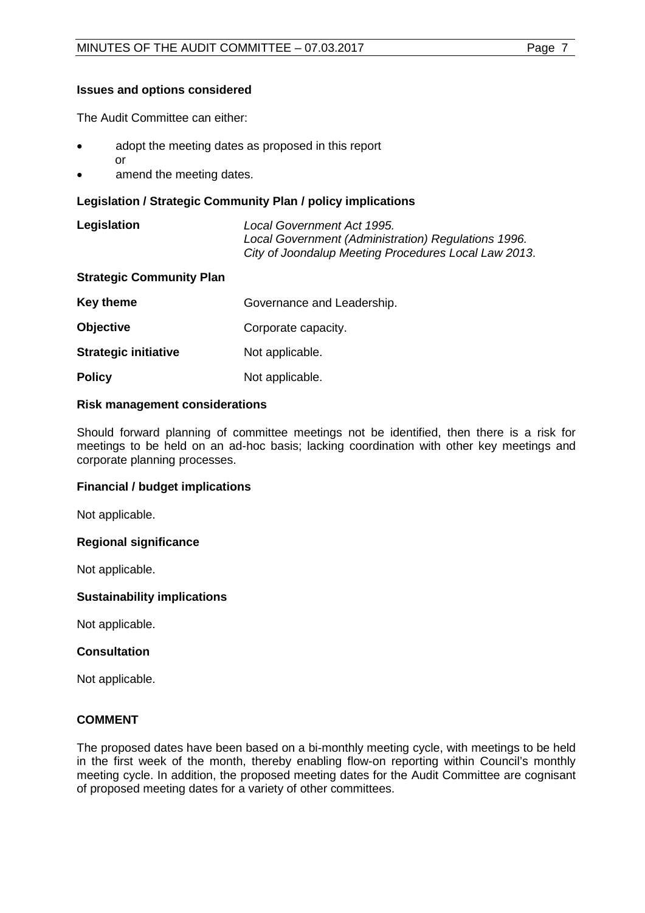**Issues and options considered**

The Audit Committee can either:

- adopt the meeting dates as proposed in this report
  or
- amend the meeting dates.

**Legislation / Strategic Community Plan / policy implications**

| | |
|---|---|
| **Legislation** | *Local Government Act 1995.*<br>*Local Government (Administration) Regulations 1996.*<br>*City of Joondalup Meeting Procedures Local Law 2013*. |

**Strategic Community Plan**

| | |
|---|---|
| **Key theme** | Governance and Leadership. |
| **Objective** | Corporate capacity. |
| **Strategic initiative** | Not applicable. |
| **Policy** | Not applicable. |

**Risk management considerations**

Should forward planning of committee meetings not be identified, then there is a risk for meetings to be held on an ad-hoc basis; lacking coordination with other key meetings and corporate planning processes.

**Financial / budget implications**

Not applicable.

**Regional significance**

Not applicable.

**Sustainability implications**

Not applicable.

**Consultation**

Not applicable.

**COMMENT**

The proposed dates have been based on a bi-monthly meeting cycle, with meetings to be held in the first week of the month, thereby enabling flow-on reporting within Council's monthly meeting cycle. In addition, the proposed meeting dates for the Audit Committee are cognisant of proposed meeting dates for a variety of other committees.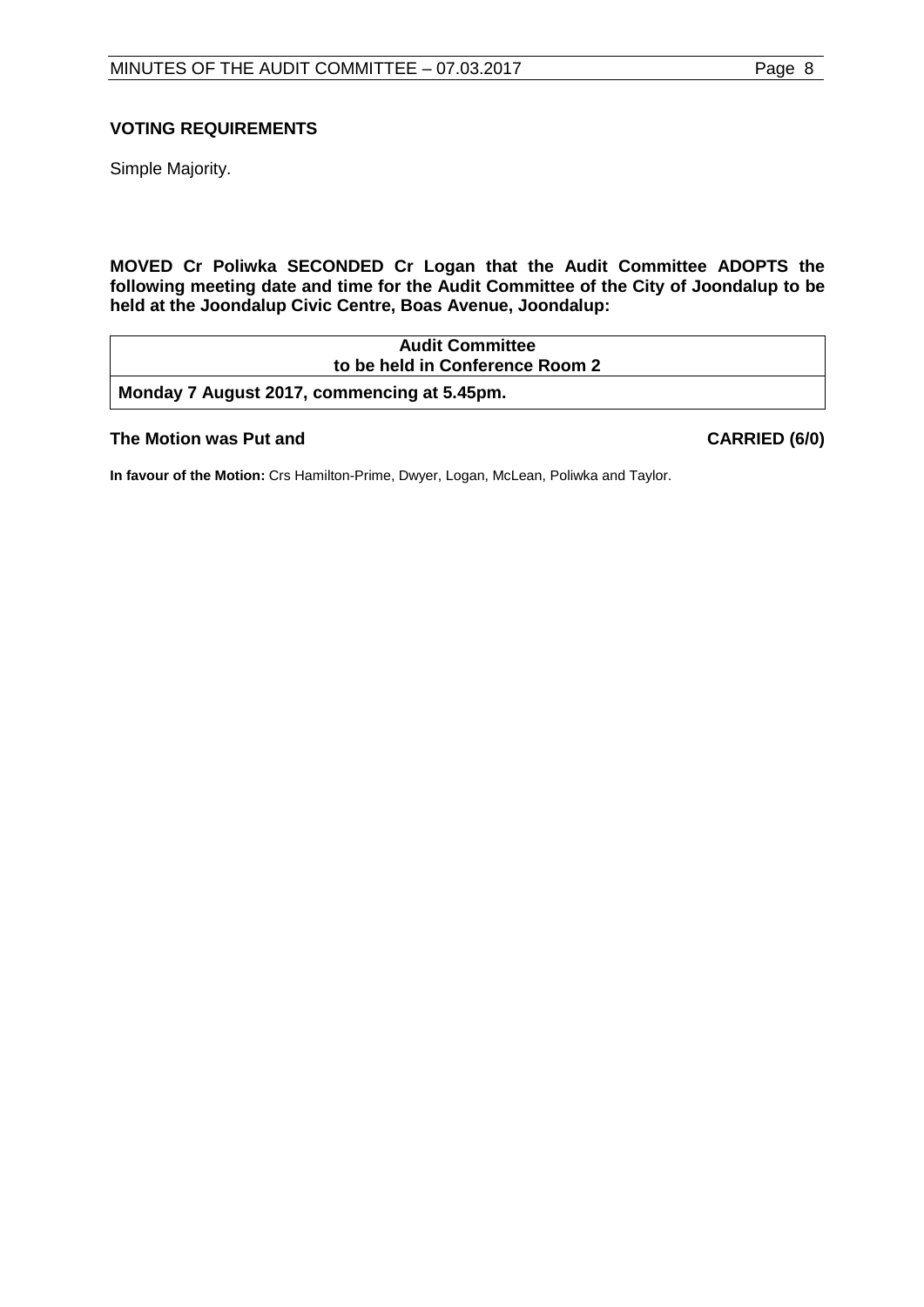### VOTING REQUIREMENTS

Simple Majority.

**MOVED Cr Poliwka SECONDED Cr Logan that the Audit Committee ADOPTS the following meeting date and time for the Audit Committee of the City of Joondalup to be held at the Joondalup Civic Centre, Boas Avenue, Joondalup:**

| **Audit Committee**<br>**to be held in Conference Room 2** |
|---|
| **Monday 7 August 2017, commencing at 5.45pm.** |

**The Motion was Put and CARRIED (6/0)**

**In favour of the Motion:** Crs Hamilton-Prime, Dwyer, Logan, McLean, Poliwka and Taylor.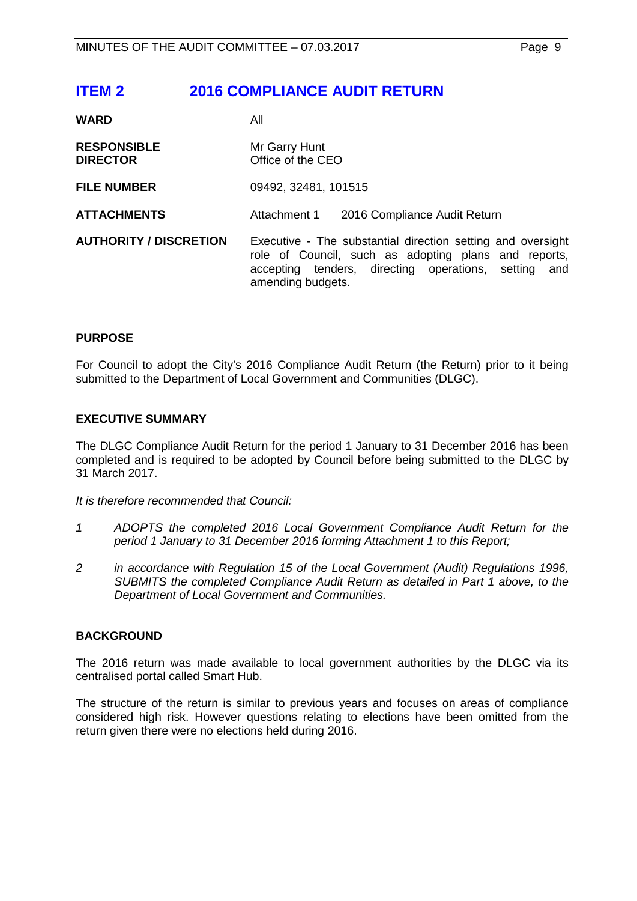# ITEM 2 2016 COMPLIANCE AUDIT RETURN

| | |
|---|---|
| **WARD** | All |
| **RESPONSIBLE DIRECTOR** | Mr Garry Hunt<br>Office of the CEO |
| **FILE NUMBER** | 09492, 32481, 101515 |
| **ATTACHMENTS** | Attachment 1 2016 Compliance Audit Return |
| **AUTHORITY / DISCRETION** | Executive - The substantial direction setting and oversight role of Council, such as adopting plans and reports, accepting tenders, directing operations, setting and amending budgets. |

## PURPOSE

For Council to adopt the City's 2016 Compliance Audit Return (the Return) prior to it being submitted to the Department of Local Government and Communities (DLGC).

## EXECUTIVE SUMMARY

The DLGC Compliance Audit Return for the period 1 January to 31 December 2016 has been completed and is required to be adopted by Council before being submitted to the DLGC by 31 March 2017.

*It is therefore recommended that Council:*

1. *ADOPTS the completed 2016 Local Government Compliance Audit Return for the period 1 January to 31 December 2016 forming Attachment 1 to this Report;*
2. *in accordance with Regulation 15 of the Local Government (Audit) Regulations 1996, SUBMITS the completed Compliance Audit Return as detailed in Part 1 above, to the Department of Local Government and Communities.*

## BACKGROUND

The 2016 return was made available to local government authorities by the DLGC via its centralised portal called Smart Hub.

The structure of the return is similar to previous years and focuses on areas of compliance considered high risk. However questions relating to elections have been omitted from the return given there were no elections held during 2016.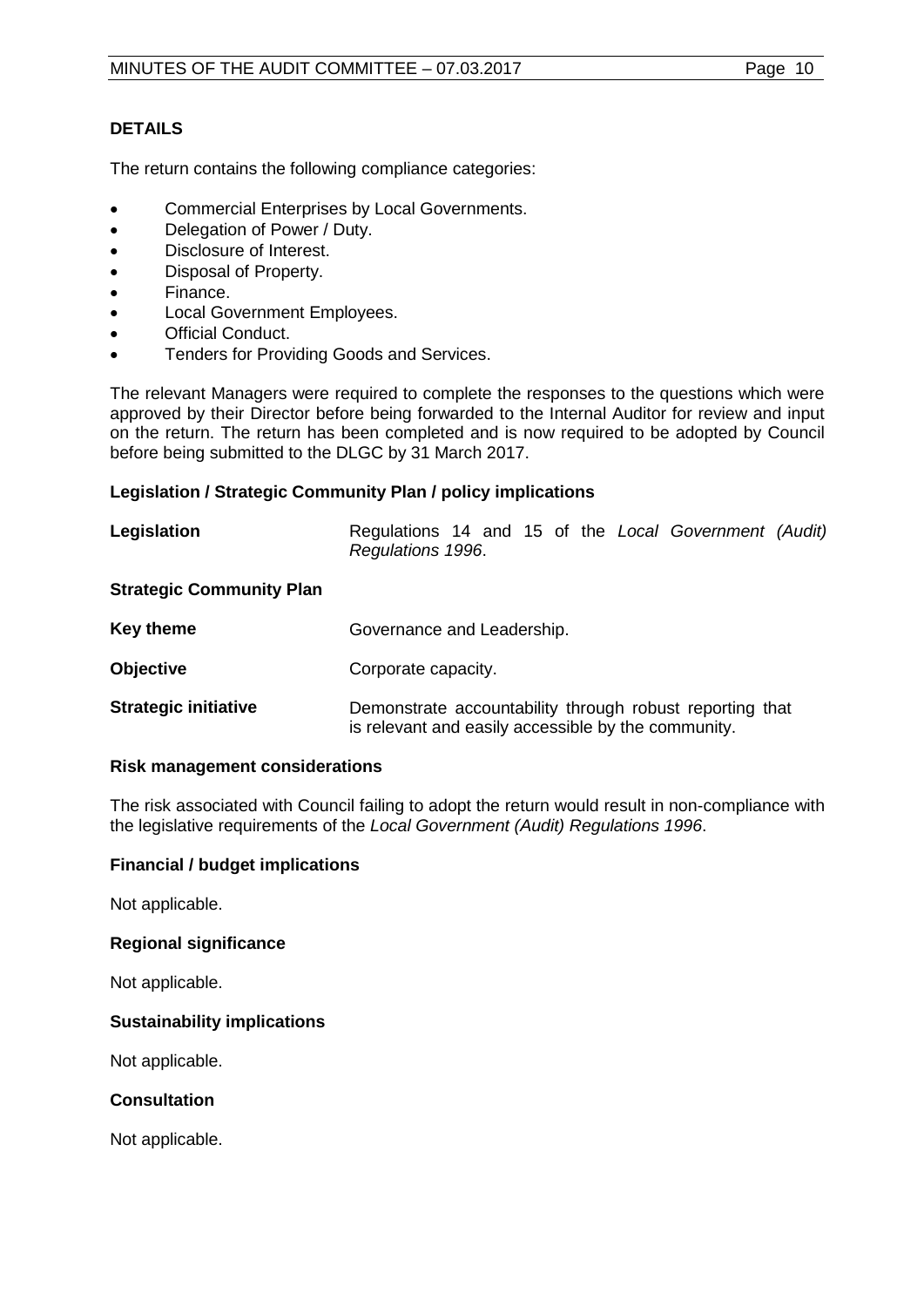### DETAILS

The return contains the following compliance categories:

- Commercial Enterprises by Local Governments.
- Delegation of Power / Duty.
- Disclosure of Interest.
- Disposal of Property.
- Finance.
- Local Government Employees.
- Official Conduct.
- Tenders for Providing Goods and Services.

The relevant Managers were required to complete the responses to the questions which were approved by their Director before being forwarded to the Internal Auditor for review and input on the return. The return has been completed and is now required to be adopted by Council before being submitted to the DLGC by 31 March 2017.

#### Legislation / Strategic Community Plan / policy implications

| | |
|---|---|
| **Legislation** | Regulations 14 and 15 of the *Local Government (Audit) Regulations 1996*. |

**Strategic Community Plan**

| | |
|---|---|
| **Key theme** | Governance and Leadership. |
| **Objective** | Corporate capacity. |
| **Strategic initiative** | Demonstrate accountability through robust reporting that is relevant and easily accessible by the community. |

#### Risk management considerations

The risk associated with Council failing to adopt the return would result in non-compliance with the legislative requirements of the *Local Government (Audit) Regulations 1996*.

#### Financial / budget implications

Not applicable.

#### Regional significance

Not applicable.

#### Sustainability implications

Not applicable.

#### Consultation

Not applicable.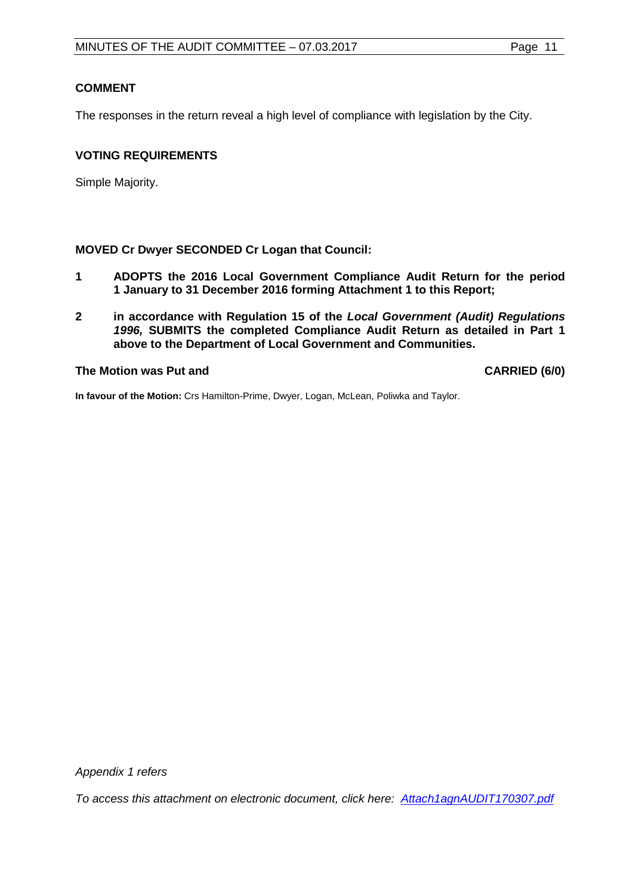### COMMENT

The responses in the return reveal a high level of compliance with legislation by the City.

### VOTING REQUIREMENTS

Simple Majority.

**MOVED Cr Dwyer SECONDED Cr Logan that Council:**

1. **ADOPTS the 2016 Local Government Compliance Audit Return for the period 1 January to 31 December 2016 forming Attachment 1 to this Report;**
2. **in accordance with Regulation 15 of the *Local Government (Audit) Regulations 1996,* SUBMITS the completed Compliance Audit Return as detailed in Part 1 above to the Department of Local Government and Communities.**

**The Motion was Put and CARRIED (6/0)**

**In favour of the Motion:** Crs Hamilton-Prime, Dwyer, Logan, McLean, Poliwka and Taylor.

*Appendix 1 refers*

*To access this attachment on electronic document, click here: Attach1agnAUDIT170307.pdf*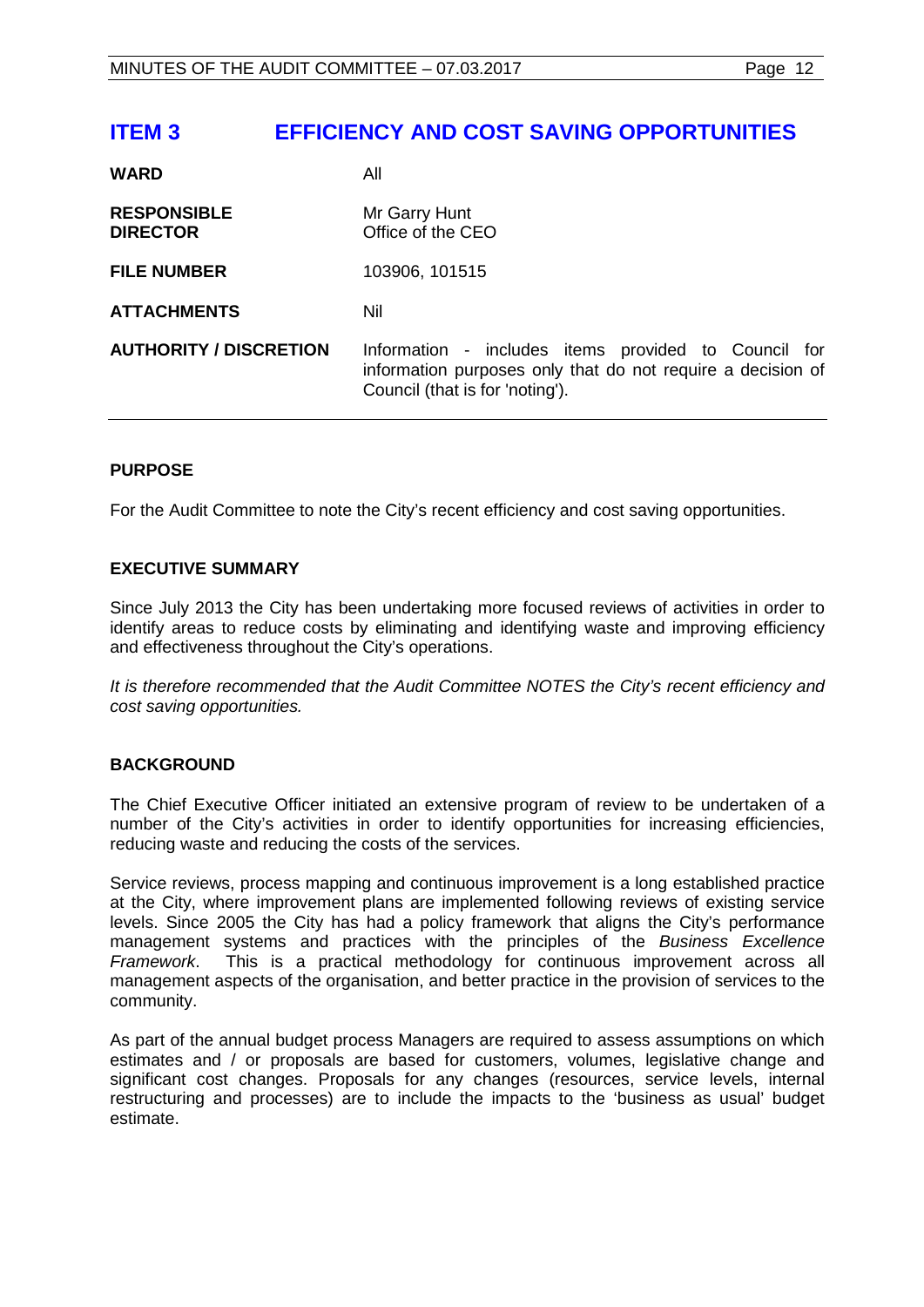# ITEM 3 EFFICIENCY AND COST SAVING OPPORTUNITIES

| | |
|---|---|
| **WARD** | All |
| **RESPONSIBLE DIRECTOR** | Mr Garry Hunt<br>Office of the CEO |
| **FILE NUMBER** | 103906, 101515 |
| **ATTACHMENTS** | Nil |
| **AUTHORITY / DISCRETION** | Information - includes items provided to Council for information purposes only that do not require a decision of Council (that is for 'noting'). |

### PURPOSE

For the Audit Committee to note the City's recent efficiency and cost saving opportunities.

### EXECUTIVE SUMMARY

Since July 2013 the City has been undertaking more focused reviews of activities in order to identify areas to reduce costs by eliminating and identifying waste and improving efficiency and effectiveness throughout the City's operations.

*It is therefore recommended that the Audit Committee NOTES the City's recent efficiency and cost saving opportunities.*

### BACKGROUND

The Chief Executive Officer initiated an extensive program of review to be undertaken of a number of the City's activities in order to identify opportunities for increasing efficiencies, reducing waste and reducing the costs of the services.

Service reviews, process mapping and continuous improvement is a long established practice at the City, where improvement plans are implemented following reviews of existing service levels. Since 2005 the City has had a policy framework that aligns the City's performance management systems and practices with the principles of the *Business Excellence Framework*. This is a practical methodology for continuous improvement across all management aspects of the organisation, and better practice in the provision of services to the community.

As part of the annual budget process Managers are required to assess assumptions on which estimates and / or proposals are based for customers, volumes, legislative change and significant cost changes. Proposals for any changes (resources, service levels, internal restructuring and processes) are to include the impacts to the 'business as usual' budget estimate.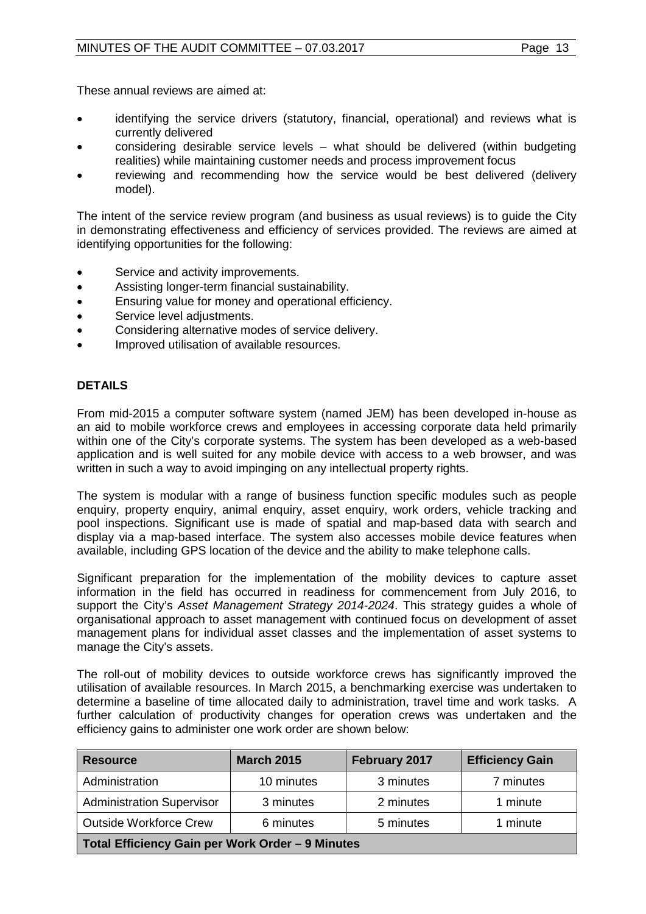These annual reviews are aimed at:

- identifying the service drivers (statutory, financial, operational) and reviews what is currently delivered
- considering desirable service levels – what should be delivered (within budgeting realities) while maintaining customer needs and process improvement focus
- reviewing and recommending how the service would be best delivered (delivery model).

The intent of the service review program (and business as usual reviews) is to guide the City in demonstrating effectiveness and efficiency of services provided. The reviews are aimed at identifying opportunities for the following:

- Service and activity improvements.
- Assisting longer-term financial sustainability.
- Ensuring value for money and operational efficiency.
- Service level adjustments.
- Considering alternative modes of service delivery.
- Improved utilisation of available resources.

## DETAILS

From mid-2015 a computer software system (named JEM) has been developed in-house as an aid to mobile workforce crews and employees in accessing corporate data held primarily within one of the City's corporate systems. The system has been developed as a web-based application and is well suited for any mobile device with access to a web browser, and was written in such a way to avoid impinging on any intellectual property rights.

The system is modular with a range of business function specific modules such as people enquiry, property enquiry, animal enquiry, asset enquiry, work orders, vehicle tracking and pool inspections. Significant use is made of spatial and map-based data with search and display via a map-based interface. The system also accesses mobile device features when available, including GPS location of the device and the ability to make telephone calls.

Significant preparation for the implementation of the mobility devices to capture asset information in the field has occurred in readiness for commencement from July 2016, to support the City's *Asset Management Strategy 2014-2024*. This strategy guides a whole of organisational approach to asset management with continued focus on development of asset management plans for individual asset classes and the implementation of asset systems to manage the City's assets.

The roll-out of mobility devices to outside workforce crews has significantly improved the utilisation of available resources. In March 2015, a benchmarking exercise was undertaken to determine a baseline of time allocated daily to administration, travel time and work tasks. A further calculation of productivity changes for operation crews was undertaken and the efficiency gains to administer one work order are shown below:

| Resource | March 2015 | February 2017 | Efficiency Gain |
|---|---|---|---|
| Administration | 10 minutes | 3 minutes | 7 minutes |
| Administration Supervisor | 3 minutes | 2 minutes | 1 minute |
| Outside Workforce Crew | 6 minutes | 5 minutes | 1 minute |
| **Total Efficiency Gain per Work Order – 9 Minutes** | | | |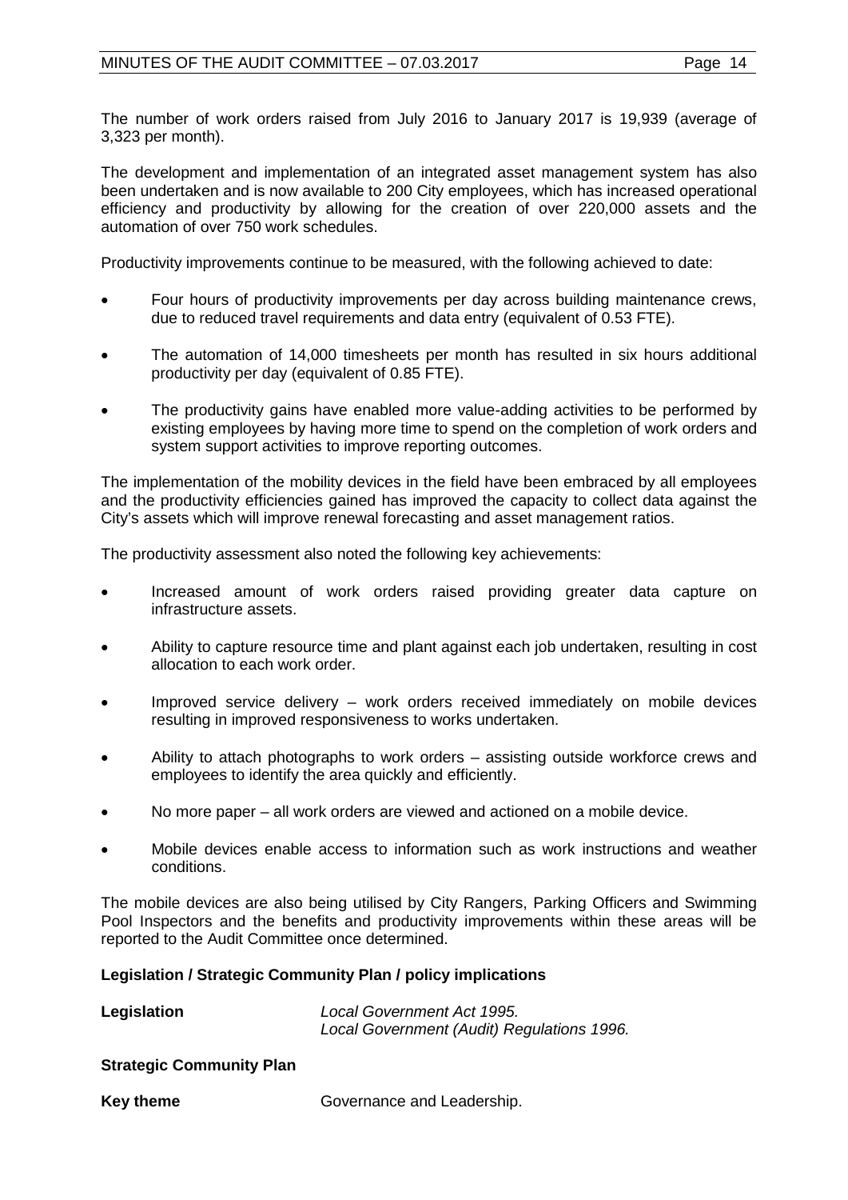The number of work orders raised from July 2016 to January 2017 is 19,939 (average of 3,323 per month).

The development and implementation of an integrated asset management system has also been undertaken and is now available to 200 City employees, which has increased operational efficiency and productivity by allowing for the creation of over 220,000 assets and the automation of over 750 work schedules.

Productivity improvements continue to be measured, with the following achieved to date:

- Four hours of productivity improvements per day across building maintenance crews, due to reduced travel requirements and data entry (equivalent of 0.53 FTE).
- The automation of 14,000 timesheets per month has resulted in six hours additional productivity per day (equivalent of 0.85 FTE).
- The productivity gains have enabled more value-adding activities to be performed by existing employees by having more time to spend on the completion of work orders and system support activities to improve reporting outcomes.

The implementation of the mobility devices in the field have been embraced by all employees and the productivity efficiencies gained has improved the capacity to collect data against the City's assets which will improve renewal forecasting and asset management ratios.

The productivity assessment also noted the following key achievements:

- Increased amount of work orders raised providing greater data capture on infrastructure assets.
- Ability to capture resource time and plant against each job undertaken, resulting in cost allocation to each work order.
- Improved service delivery – work orders received immediately on mobile devices resulting in improved responsiveness to works undertaken.
- Ability to attach photographs to work orders – assisting outside workforce crews and employees to identify the area quickly and efficiently.
- No more paper – all work orders are viewed and actioned on a mobile device.
- Mobile devices enable access to information such as work instructions and weather conditions.

The mobile devices are also being utilised by City Rangers, Parking Officers and Swimming Pool Inspectors and the benefits and productivity improvements within these areas will be reported to the Audit Committee once determined.

**Legislation / Strategic Community Plan / policy implications**

| **Legislation** | *Local Government Act 1995.* <br> *Local Government (Audit) Regulations 1996.* |
|---|---|

**Strategic Community Plan**

| **Key theme** | Governance and Leadership. |
|---|---|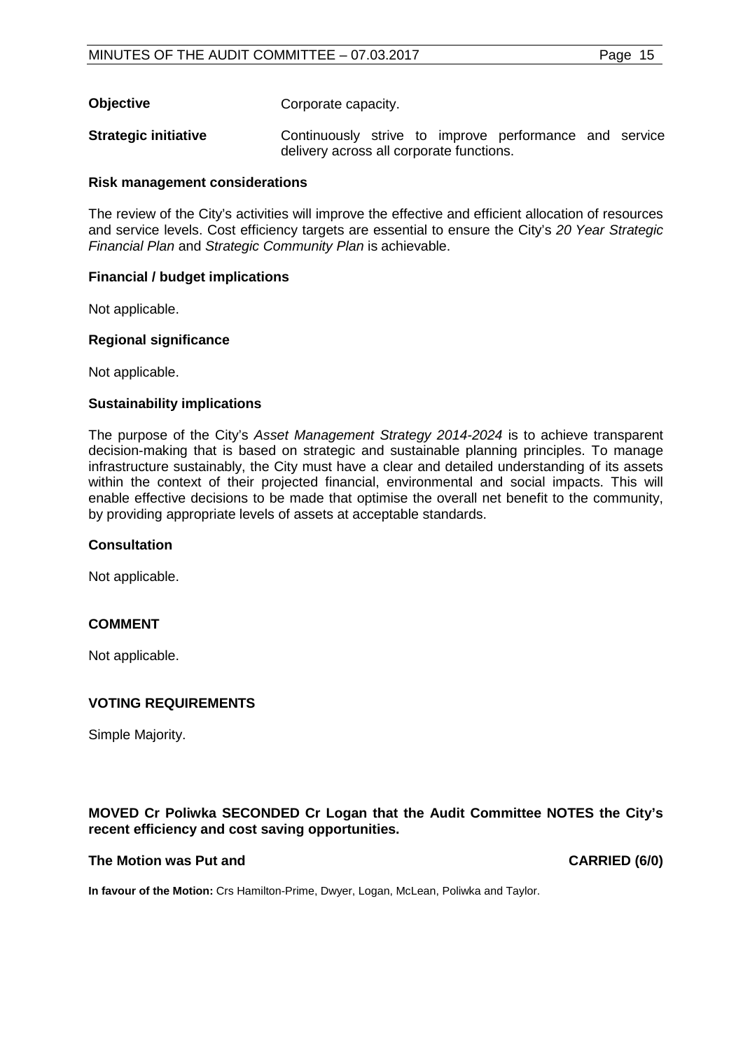| | |
|---|---|
| **Objective** | Corporate capacity. |
| **Strategic initiative** | Continuously strive to improve performance and service delivery across all corporate functions. |

**Risk management considerations**

The review of the City's activities will improve the effective and efficient allocation of resources and service levels. Cost efficiency targets are essential to ensure the City's *20 Year Strategic Financial Plan* and *Strategic Community Plan* is achievable.

**Financial / budget implications**

Not applicable.

**Regional significance**

Not applicable.

**Sustainability implications**

The purpose of the City's *Asset Management Strategy 2014-2024* is to achieve transparent decision-making that is based on strategic and sustainable planning principles. To manage infrastructure sustainably, the City must have a clear and detailed understanding of its assets within the context of their projected financial, environmental and social impacts. This will enable effective decisions to be made that optimise the overall net benefit to the community, by providing appropriate levels of assets at acceptable standards.

**Consultation**

Not applicable.

## COMMENT

Not applicable.

## VOTING REQUIREMENTS

Simple Majority.

**MOVED Cr Poliwka SECONDED Cr Logan that the Audit Committee NOTES the City's recent efficiency and cost saving opportunities.**

**The Motion was Put and CARRIED (6/0)**

**In favour of the Motion:** Crs Hamilton-Prime, Dwyer, Logan, McLean, Poliwka and Taylor.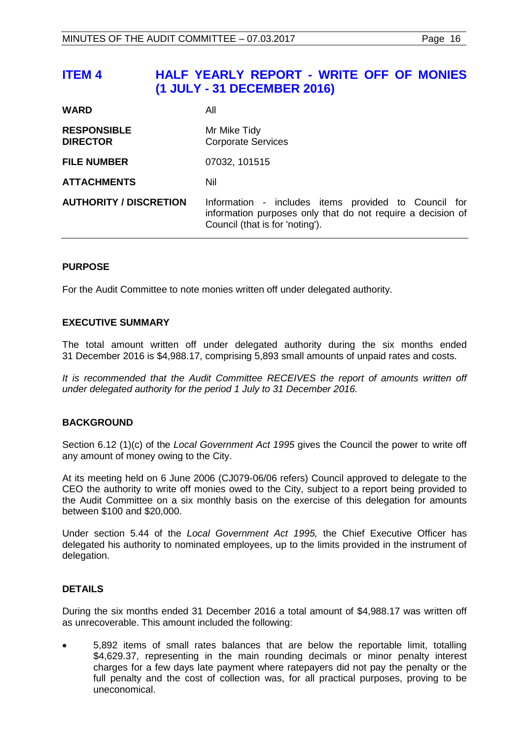## ITEM 4 HALF YEARLY REPORT - WRITE OFF OF MONIES (1 JULY - 31 DECEMBER 2016)

| | |
|---|---|
| **WARD** | All |
| **RESPONSIBLE DIRECTOR** | Mr Mike Tidy<br>Corporate Services |
| **FILE NUMBER** | 07032, 101515 |
| **ATTACHMENTS** | Nil |
| **AUTHORITY / DISCRETION** | Information - includes items provided to Council for information purposes only that do not require a decision of Council (that is for 'noting'). |

### PURPOSE

For the Audit Committee to note monies written off under delegated authority.

### EXECUTIVE SUMMARY

The total amount written off under delegated authority during the six months ended 31 December 2016 is $4,988.17, comprising 5,893 small amounts of unpaid rates and costs.

*It is recommended that the Audit Committee RECEIVES the report of amounts written off under delegated authority for the period 1 July to 31 December 2016.*

### BACKGROUND

Section 6.12 (1)(c) of the *Local Government Act 1995* gives the Council the power to write off any amount of money owing to the City.

At its meeting held on 6 June 2006 (CJ079-06/06 refers) Council approved to delegate to the CEO the authority to write off monies owed to the City, subject to a report being provided to the Audit Committee on a six monthly basis on the exercise of this delegation for amounts between $100 and $20,000.

Under section 5.44 of the *Local Government Act 1995,* the Chief Executive Officer has delegated his authority to nominated employees, up to the limits provided in the instrument of delegation.

### DETAILS

During the six months ended 31 December 2016 a total amount of $4,988.17 was written off as unrecoverable. This amount included the following:

- 5,892 items of small rates balances that are below the reportable limit, totalling $4,629.37, representing in the main rounding decimals or minor penalty interest charges for a few days late payment where ratepayers did not pay the penalty or the full penalty and the cost of collection was, for all practical purposes, proving to be uneconomical.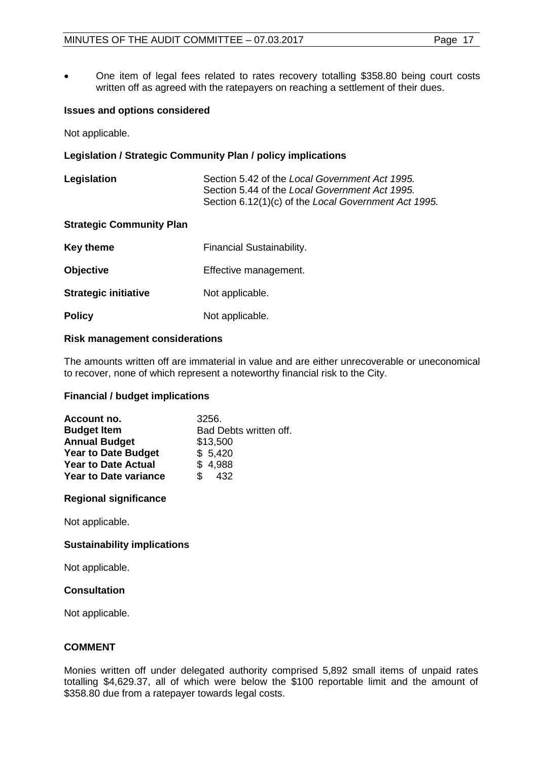- One item of legal fees related to rates recovery totalling $358.80 being court costs written off as agreed with the ratepayers on reaching a settlement of their dues.

**Issues and options considered**

Not applicable.

**Legislation / Strategic Community Plan / policy implications**

| | |
|---|---|
| **Legislation** | Section 5.42 of the *Local Government Act 1995.*<br>Section 5.44 of the *Local Government Act 1995.*<br>Section 6.12(1)(c) of the *Local Government Act 1995.* |

**Strategic Community Plan**

| | |
|---|---|
| **Key theme** | Financial Sustainability. |
| **Objective** | Effective management. |
| **Strategic initiative** | Not applicable. |
| **Policy** | Not applicable. |

**Risk management considerations**

The amounts written off are immaterial in value and are either unrecoverable or uneconomical to recover, none of which represent a noteworthy financial risk to the City.

**Financial / budget implications**

| | |
|---|---|
| **Account no.** | 3256. |
| **Budget Item** | Bad Debts written off. |
| **Annual Budget** | $13,500 |
| **Year to Date Budget** | $ 5,420 |
| **Year to Date Actual** | $ 4,988 |
| **Year to Date variance** | $ 432 |

**Regional significance**

Not applicable.

**Sustainability implications**

Not applicable.

**Consultation**

Not applicable.

**COMMENT**

Monies written off under delegated authority comprised 5,892 small items of unpaid rates totalling $4,629.37, all of which were below the $100 reportable limit and the amount of $358.80 due from a ratepayer towards legal costs.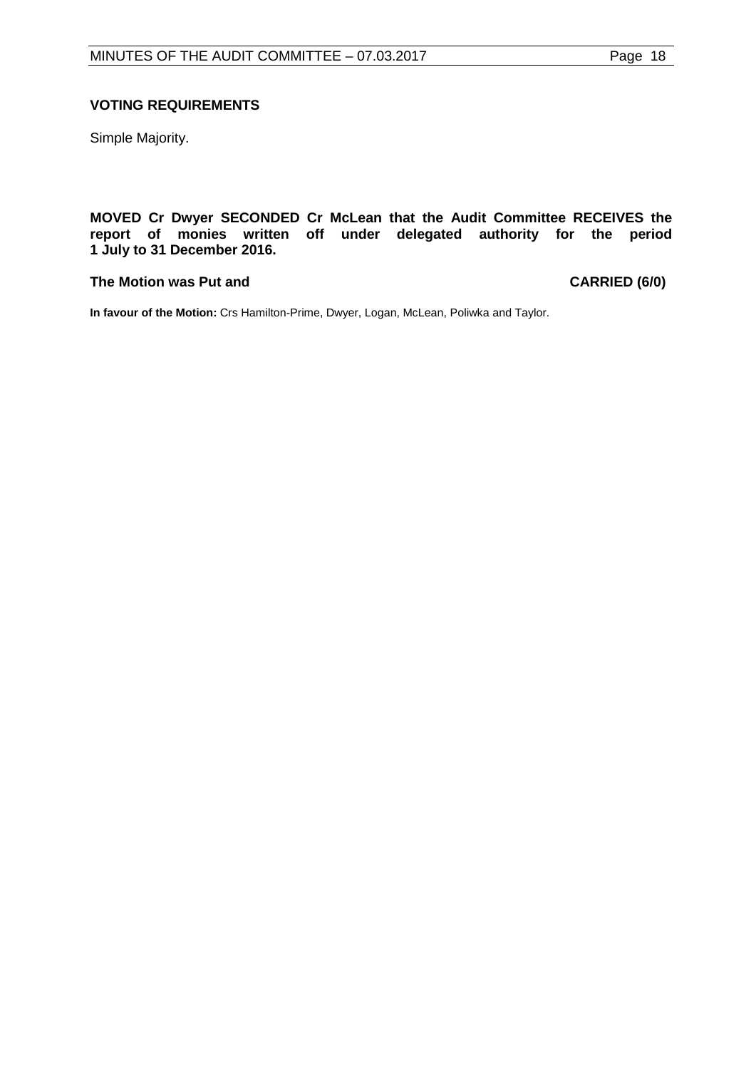**VOTING REQUIREMENTS**

Simple Majority.

**MOVED Cr Dwyer SECONDED Cr McLean that the Audit Committee RECEIVES the report of monies written off under delegated authority for the period 1 July to 31 December 2016.**

**The Motion was Put and CARRIED (6/0)**

**In favour of the Motion:** Crs Hamilton-Prime, Dwyer, Logan, McLean, Poliwka and Taylor.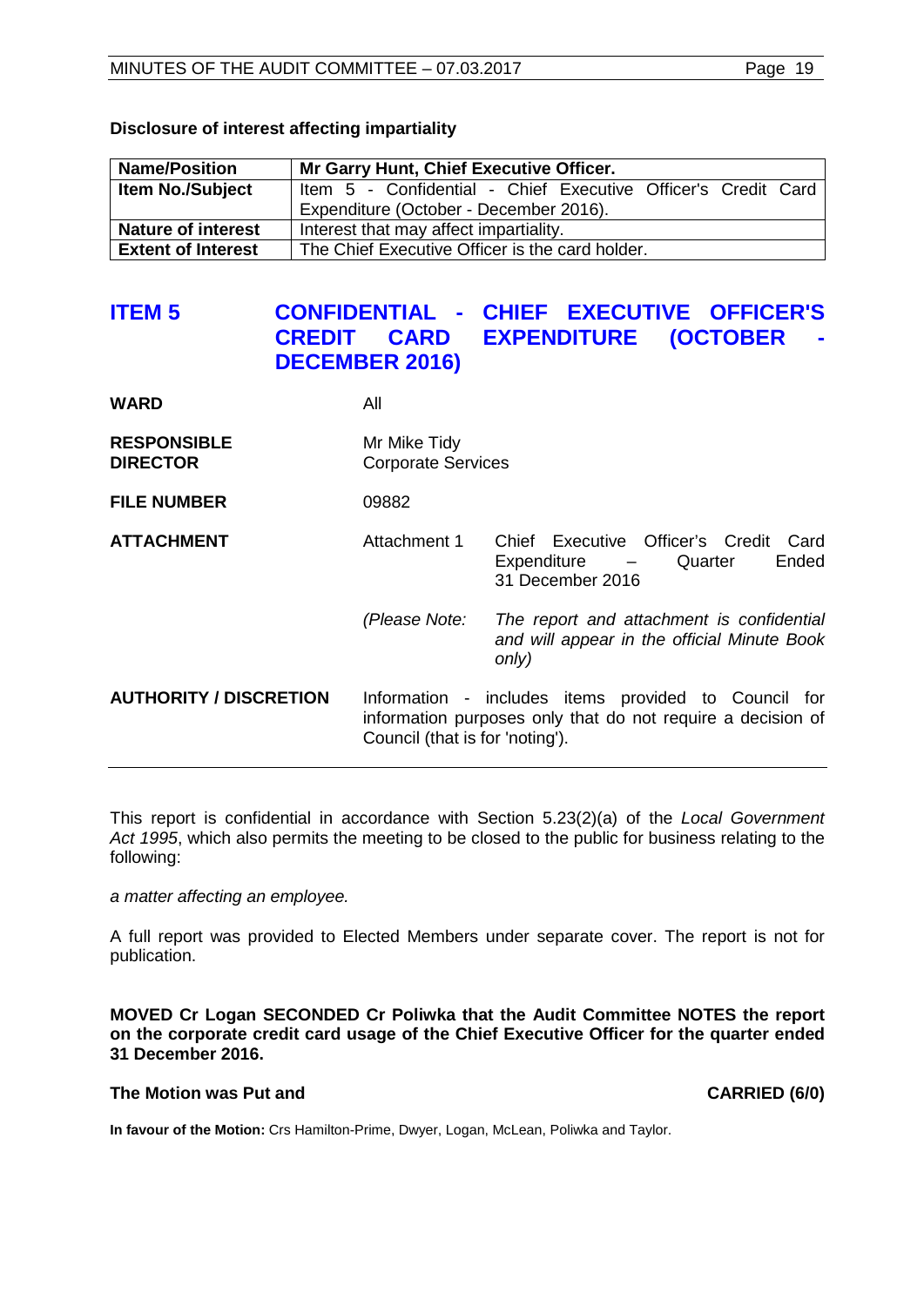**Disclosure of interest affecting impartiality**

| **Name/Position** | **Mr Garry Hunt, Chief Executive Officer.** |
|---|---|
| **Item No./Subject** | Item 5 - Confidential - Chief Executive Officer's Credit Card Expenditure (October - December 2016). |
| **Nature of interest** | Interest that may affect impartiality. |
| **Extent of Interest** | The Chief Executive Officer is the card holder. |

## ITEM 5 CONFIDENTIAL - CHIEF EXECUTIVE OFFICER'S CREDIT CARD EXPENDITURE (OCTOBER - DECEMBER 2016)

| | | |
|---|---|---|
| **WARD** | All | |
| **RESPONSIBLE DIRECTOR** | Mr Mike Tidy<br>Corporate Services | |
| **FILE NUMBER** | 09882 | |
| **ATTACHMENT** | Attachment 1 | Chief Executive Officer's Credit Card Expenditure – Quarter Ended 31 December 2016 |
| | *(Please Note:* | *The report and attachment is confidential and will appear in the official Minute Book only)* |
| **AUTHORITY / DISCRETION** | Information - includes items provided to Council for information purposes only that do not require a decision of Council (that is for 'noting'). | |

This report is confidential in accordance with Section 5.23(2)(a) of the *Local Government Act 1995*, which also permits the meeting to be closed to the public for business relating to the following:

*a matter affecting an employee.*

A full report was provided to Elected Members under separate cover. The report is not for publication.

**MOVED Cr Logan SECONDED Cr Poliwka that the Audit Committee NOTES the report on the corporate credit card usage of the Chief Executive Officer for the quarter ended 31 December 2016.**

**The Motion was Put and CARRIED (6/0)**

**In favour of the Motion:** Crs Hamilton-Prime, Dwyer, Logan, McLean, Poliwka and Taylor.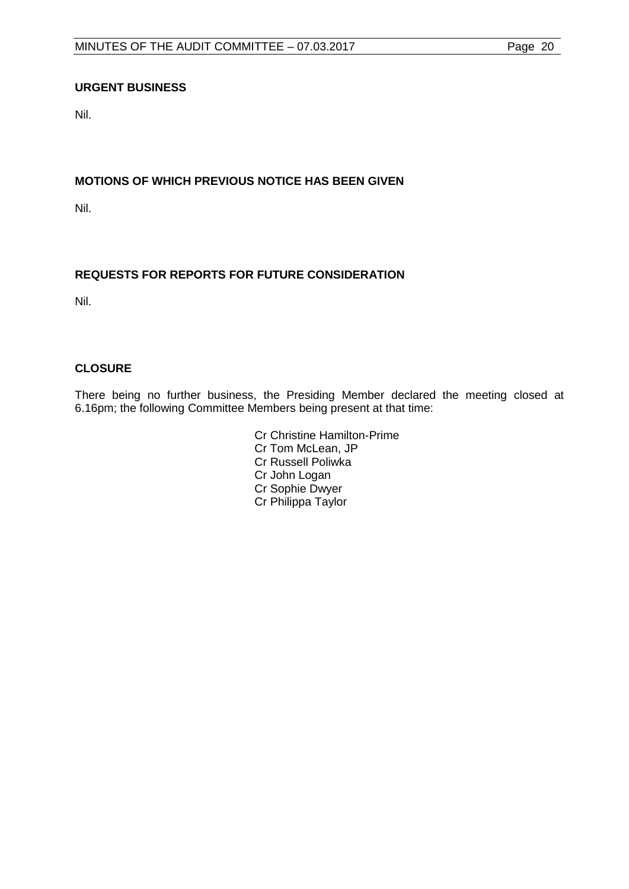**URGENT BUSINESS**

Nil.

**MOTIONS OF WHICH PREVIOUS NOTICE HAS BEEN GIVEN**

Nil.

**REQUESTS FOR REPORTS FOR FUTURE CONSIDERATION**

Nil.

**CLOSURE**

There being no further business, the Presiding Member declared the meeting closed at 6.16pm; the following Committee Members being present at that time:

Cr Christine Hamilton-Prime
Cr Tom McLean, JP
Cr Russell Poliwka
Cr John Logan
Cr Sophie Dwyer
Cr Philippa Taylor